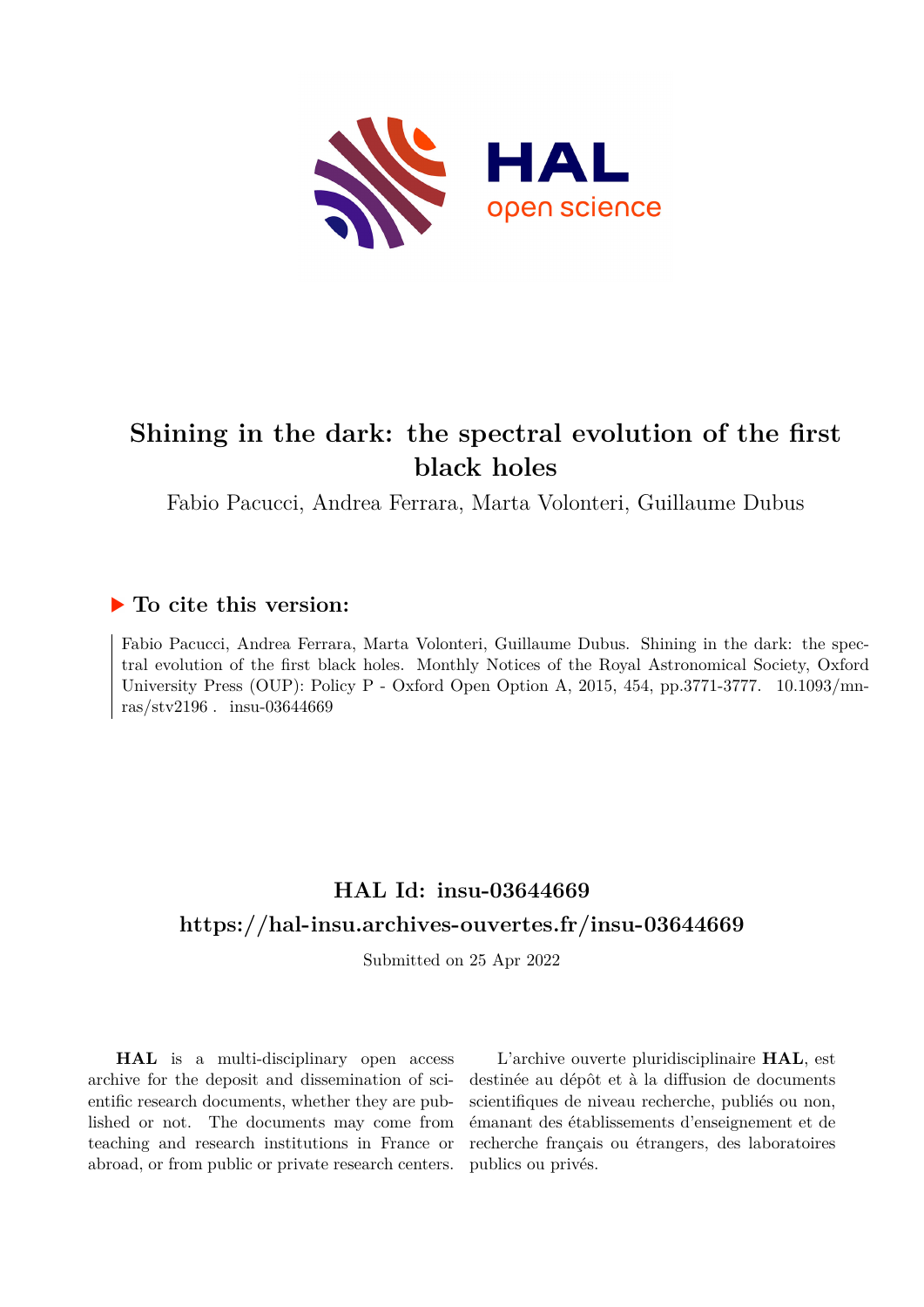# Shining in the dark: the spectral evolution of the first black holes

Fabio Pacucci, Andrea Ferrara, Marta Volonteri, Guillaume Dubus

## ▶ To cite this version:

Fabio Pacucci, Andrea Ferrara, Marta Volonteri, Guillaume Dubus. Shining in the dark: the spectral evolution of the first black holes. Monthly Notices of the Royal Astronomical Society, Oxford University Press (OUP): Policy P - Oxford Open Option A, 2015, 454, pp.3771-3777. 10.1093/mnras/stv2196 . insu-03644669

## HAL Id: insu-03644669

## https://hal-insu.archives-ouvertes.fr/insu-03644669

Submitted on 25 Apr 2022

**HAL** is a multi-disciplinary open access archive for the deposit and dissemination of scientific research documents, whether they are published or not. The documents may come from teaching and research institutions in France or abroad, or from public or private research centers.

L'archive ouverte pluridisciplinaire **HAL**, est destinée au dépôt et à la diffusion de documents scientifiques de niveau recherche, publiés ou non, émanant des établissements d'enseignement et de recherche français ou étrangers, des laboratoires publics ou privés.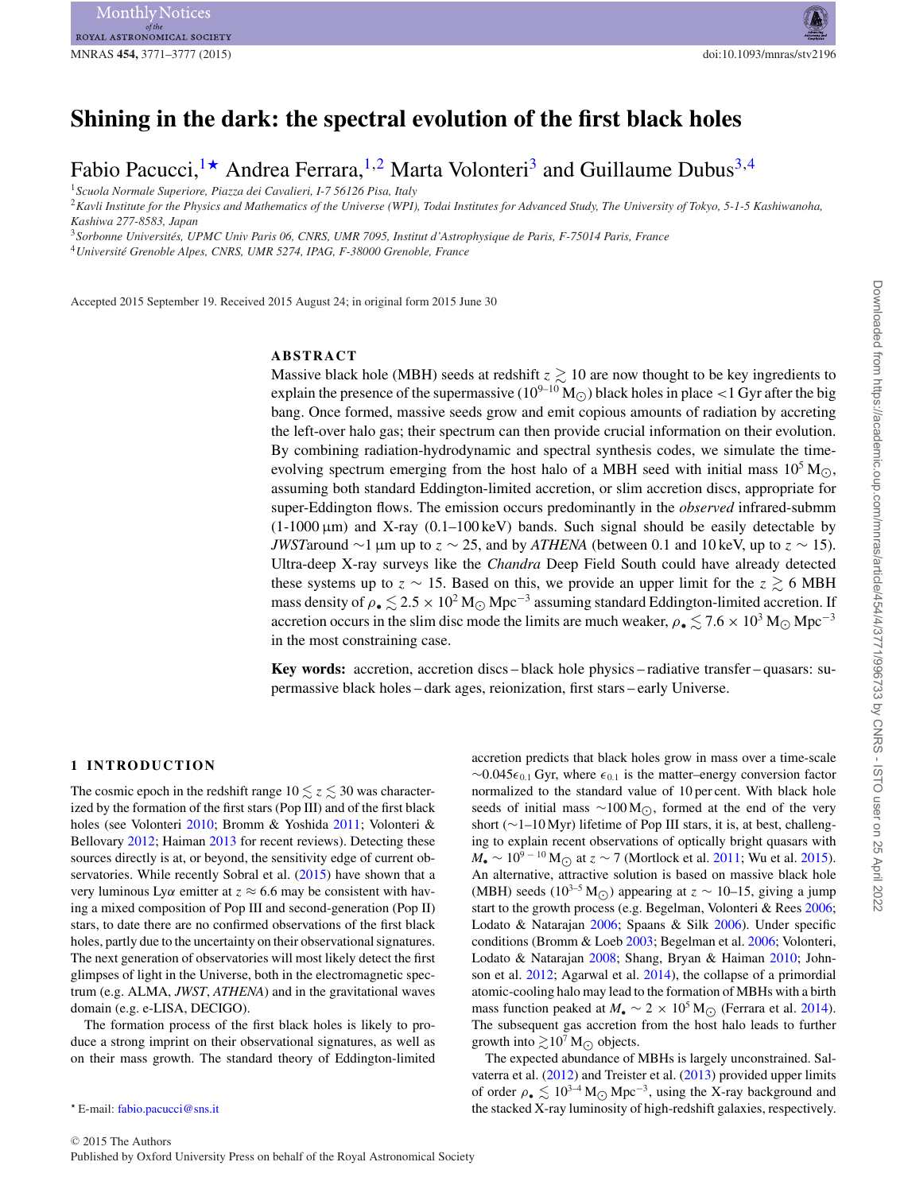# Shining in the dark: the spectral evolution of the first black holes

Fabio Pacucci,[1★] Andrea Ferrara,[1,2] Marta Volonteri[3] and Guillaume Dubus[3,4]

[1] Scuola Normale Superiore, Piazza dei Cavalieri, I-7 56126 Pisa, Italy

[2] Kavli Institute for the Physics and Mathematics of the Universe (WPI), Todai Institutes for Advanced Study, The University of Tokyo, 5-1-5 Kashiwanoha, Kashiwa 277-8583, Japan

[3] Sorbonne Universités, UPMC Univ Paris 06, CNRS, UMR 7095, Institut d'Astrophysique de Paris, F-75014 Paris, France

[4] Université Grenoble Alpes, CNRS, UMR 5274, IPAG, F-38000 Grenoble, France

Accepted 2015 September 19. Received 2015 August 24; in original form 2015 June 30

## ABSTRACT

Massive black hole (MBH) seeds at redshift $z \gtrsim 10$ are now thought to be key ingredients to explain the presence of the supermassive ($10^{9-10}\,\mathrm{M}_{\odot}$) black holes in place <1 Gyr after the big bang. Once formed, massive seeds grow and emit copious amounts of radiation by accreting the left-over halo gas; their spectrum can then provide crucial information on their evolution. By combining radiation-hydrodynamic and spectral synthesis codes, we simulate the time-evolving spectrum emerging from the host halo of a MBH seed with initial mass $10^5\,\mathrm{M}_{\odot}$, assuming both standard Eddington-limited accretion, or slim accretion discs, appropriate for super-Eddington flows. The emission occurs predominantly in the *observed* infrared-submm (1-1000 μm) and X-ray (0.1–100 keV) bands. Such signal should be easily detectable by *JWST* around ∼1 μm up to $z \sim 25$, and by *ATHENA* (between 0.1 and 10 keV, up to $z \sim 15$). Ultra-deep X-ray surveys like the *Chandra* Deep Field South could have already detected these systems up to $z \sim 15$. Based on this, we provide an upper limit for the $z \gtrsim 6$ MBH mass density of $\rho_{\bullet} \lesssim 2.5 \times 10^2\,\mathrm{M}_{\odot}\,\mathrm{Mpc}^{-3}$ assuming standard Eddington-limited accretion. If accretion occurs in the slim disc mode the limits are much weaker, $\rho_{\bullet} \lesssim 7.6 \times 10^3\,\mathrm{M}_{\odot}\,\mathrm{Mpc}^{-3}$ in the most constraining case.

**Key words:** accretion, accretion discs – black hole physics – radiative transfer – quasars: supermassive black holes – dark ages, reionization, first stars – early Universe.

## 1 INTRODUCTION

The cosmic epoch in the redshift range $10 \lesssim z \lesssim 30$ was characterized by the formation of the first stars (Pop III) and of the first black holes (see Volonteri 2010; Bromm & Yoshida 2011; Volonteri & Bellovary 2012; Haiman 2013 for recent reviews). Detecting these sources directly is at, or beyond, the sensitivity edge of current observatories. While recently Sobral et al. (2015) have shown that a very luminous Lyα emitter at $z \approx 6.6$ may be consistent with having a mixed composition of Pop III and second-generation (Pop II) stars, to date there are no confirmed observations of the first black holes, partly due to the uncertainty on their observational signatures. The next generation of observatories will most likely detect the first glimpses of light in the Universe, both in the electromagnetic spectrum (e.g. ALMA, *JWST*, *ATHENA*) and in the gravitational waves domain (e.g. e-LISA, DECIGO).

The formation process of the first black holes is likely to produce a strong imprint on their observational signatures, as well as on their mass growth. The standard theory of Eddington-limited accretion predicts that black holes grow in mass over a time-scale $\sim 0.045\epsilon_{0.1}$ Gyr, where $\epsilon_{0.1}$ is the matter–energy conversion factor normalized to the standard value of 10 per cent. With black hole seeds of initial mass $\sim 100\,\mathrm{M}_{\odot}$, formed at the end of the very short (∼1–10 Myr) lifetime of Pop III stars, it is, at best, challenging to explain recent observations of optically bright quasars with $M_{\bullet} \sim 10^{9-10}\,\mathrm{M}_{\odot}$ at $z \sim 7$ (Mortlock et al. 2011; Wu et al. 2015). An alternative, attractive solution is based on massive black hole (MBH) seeds ($10^{3-5}\,\mathrm{M}_{\odot}$) appearing at $z \sim 10$–15, giving a jump start to the growth process (e.g. Begelman, Volonteri & Rees 2006; Lodato & Natarajan 2006; Spaans & Silk 2006). Under specific conditions (Bromm & Loeb 2003; Begelman et al. 2006; Volonteri, Lodato & Natarajan 2008; Shang, Bryan & Haiman 2010; Johnson et al. 2012; Agarwal et al. 2014), the collapse of a primordial atomic-cooling halo may lead to the formation of MBHs with a birth mass function peaked at $M_{\bullet} \sim 2 \times 10^5\,\mathrm{M}_{\odot}$ (Ferrara et al. 2014). The subsequent gas accretion from the host halo leads to further growth into $\gtrsim 10^7\,\mathrm{M}_{\odot}$ objects.

The expected abundance of MBHs is largely unconstrained. Salvaterra et al. (2012) and Treister et al. (2013) provided upper limits of order $\rho_{\bullet} \lesssim 10^{3-4}\,\mathrm{M}_{\odot}\,\mathrm{Mpc}^{-3}$, using the X-ray background and the stacked X-ray luminosity of high-redshift galaxies, respectively.

★ E-mail: fabio.pacucci@sns.it

© 2015 The Authors
Published by Oxford University Press on behalf of the Royal Astronomical Society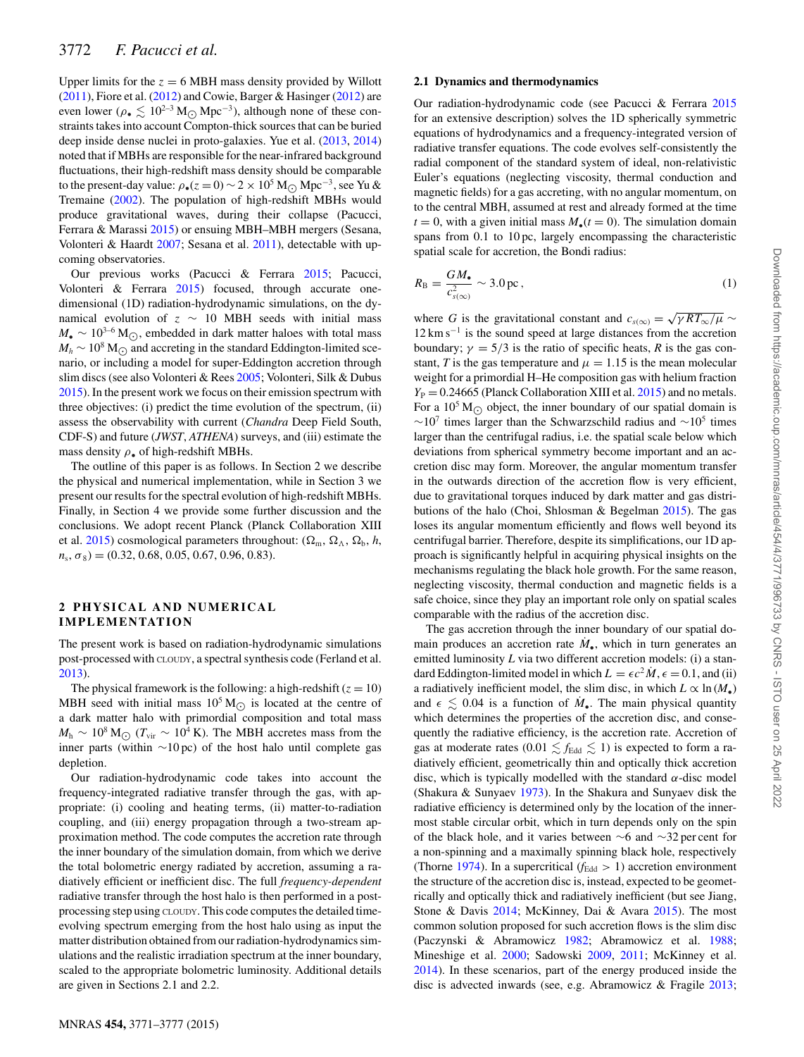Upper limits for the $z = 6$ MBH mass density provided by Willott (2011), Fiore et al. (2012) and Cowie, Barger & Hasinger (2012) are even lower ($\rho_\bullet \lesssim 10^{2-3}\,\mathrm{M_\odot\,Mpc^{-3}}$), although none of these constraints takes into account Compton-thick sources that can be buried deep inside dense nuclei in proto-galaxies. Yue et al. (2013, 2014) noted that if MBHs are responsible for the near-infrared background fluctuations, their high-redshift mass density should be comparable to the present-day value: $\rho_\bullet(z = 0) \sim 2 \times 10^5\,\mathrm{M_\odot\,Mpc^{-3}}$, see Yu & Tremaine (2002). The population of high-redshift MBHs would produce gravitational waves, during their collapse (Pacucci, Ferrara & Marassi 2015) or ensuing MBH–MBH mergers (Sesana, Volonteri & Haardt 2007; Sesana et al. 2011), detectable with upcoming observatories.

Our previous works (Pacucci & Ferrara 2015; Pacucci, Volonteri & Ferrara 2015) focused, through accurate one-dimensional (1D) radiation-hydrodynamic simulations, on the dynamical evolution of $z \sim 10$ MBH seeds with initial mass $M_\bullet \sim 10^{3-6}\,\mathrm{M_\odot}$, embedded in dark matter haloes with total mass $M_h \sim 10^8\,\mathrm{M_\odot}$ and accreting in the standard Eddington-limited scenario, or including a model for super-Eddington accretion through slim discs (see also Volonteri & Rees 2005; Volonteri, Silk & Dubus 2015). In the present work we focus on their emission spectrum with three objectives: (i) predict the time evolution of the spectrum, (ii) assess the observability with current (*Chandra* Deep Field South, CDF-S) and future (*JWST*, *ATHENA*) surveys, and (iii) estimate the mass density $\rho_\bullet$ of high-redshift MBHs.

The outline of this paper is as follows. In Section 2 we describe the physical and numerical implementation, while in Section 3 we present our results for the spectral evolution of high-redshift MBHs. Finally, in Section 4 we provide some further discussion and the conclusions. We adopt recent Planck (Planck Collaboration XIII et al. 2015) cosmological parameters throughout: ($\Omega_\mathrm{m}$, $\Omega_\Lambda$, $\Omega_\mathrm{b}$, $h$, $n_\mathrm{s}$, $\sigma_8$) = (0.32, 0.68, 0.05, 0.67, 0.96, 0.83).

## 2 PHYSICAL AND NUMERICAL IMPLEMENTATION

The present work is based on radiation-hydrodynamic simulations post-processed with CLOUDY, a spectral synthesis code (Ferland et al. 2013).

The physical framework is the following: a high-redshift ($z = 10$) MBH seed with initial mass $10^5\,\mathrm{M_\odot}$ is located at the centre of a dark matter halo with primordial composition and total mass $M_\mathrm{h} \sim 10^8\,\mathrm{M_\odot}$ ($T_\mathrm{vir} \sim 10^4$ K). The MBH accretes mass from the inner parts (within $\sim$10 pc) of the host halo until complete gas depletion.

Our radiation-hydrodynamic code takes into account the frequency-integrated radiative transfer through the gas, with appropriate: (i) cooling and heating terms, (ii) matter-to-radiation coupling, and (iii) energy propagation through a two-stream approximation method. The code computes the accretion rate through the inner boundary of the simulation domain, from which we derive the total bolometric energy radiated by accretion, assuming a radiatively efficient or inefficient disc. The full *frequency-dependent* radiative transfer through the host halo is then performed in a post-processing step using CLOUDY. This code computes the detailed time-evolving spectrum emerging from the host halo using as input the matter distribution obtained from our radiation-hydrodynamic simulations and the realistic irradiation spectrum at the inner boundary, scaled to the appropriate bolometric luminosity. Additional details are given in Sections 2.1 and 2.2.

### 2.1 Dynamics and thermodynamics

Our radiation-hydrodynamic code (see Pacucci & Ferrara 2015 for an extensive description) solves the 1D spherically symmetric equations of hydrodynamics and a frequency-integrated version of radiative transfer equations. The code evolves self-consistently the radial component of the standard system of ideal, non-relativistic Euler's equations (neglecting viscosity, thermal conduction and magnetic fields) for a gas accreting, with no angular momentum, on to the central MBH, assumed at rest and already formed at the time $t = 0$, with a given initial mass $M_\bullet(t = 0)$. The simulation domain spans from 0.1 to 10 pc, largely encompassing the characteristic spatial scale for accretion, the Bondi radius:

$$R_\mathrm{B} = \frac{GM_\bullet}{c_{s(\infty)}^2} \sim 3.0\,\mathrm{pc}\,, \tag{1}$$

where $G$ is the gravitational constant and $c_{s(\infty)} = \sqrt{\gamma R T_\infty/\mu} \sim 12\,\mathrm{km\,s^{-1}}$ is the sound speed at large distances from the accretion boundary; $\gamma = 5/3$ is the ratio of specific heats, $R$ is the gas constant, $T$ is the gas temperature and $\mu = 1.15$ is the mean molecular weight for a primordial H–He composition gas with helium fraction $Y_\mathrm{P} = 0.24665$ (Planck Collaboration XIII et al. 2015) and no metals. For a $10^5\,\mathrm{M_\odot}$ object, the inner boundary of our spatial domain is $\sim$$10^7$ times larger than the Schwarzschild radius and $\sim$$10^5$ times larger than the centrifugal radius, i.e. the spatial scale below which deviations from spherical symmetry become important and an accretion disc may form. Moreover, the angular momentum transfer in the outwards direction of the accretion flow is very efficient, due to gravitational torques induced by dark matter and gas distributions of the halo (Choi, Shlosman & Begelman 2015). The gas loses its angular momentum efficiently and flows well beyond its centrifugal barrier. Therefore, despite its simplifications, our 1D approach is significantly helpful in acquiring physical insights on the mechanisms regulating the black hole growth. For the same reason, neglecting viscosity, thermal conduction and magnetic fields is a safe choice, since they play an important role only on spatial scales comparable with the radius of the accretion disc.

The gas accretion through the inner boundary of our spatial domain produces an accretion rate $\dot{M}_\bullet$, which in turn generates an emitted luminosity $L$ via two different accretion models: (i) a standard Eddington-limited model in which $L = \epsilon c^2 \dot{M}$, $\epsilon = 0.1$, and (ii) a radiatively inefficient model, the slim disc, in which $L \propto \ln(M_\bullet)$ and $\epsilon \lesssim 0.04$ is a function of $\dot{M}_\bullet$. The main physical quantity which determines the properties of the accretion disc, and consequently the radiative efficiency, is the accretion rate. Accretion of gas at moderate rates ($0.01 \lesssim f_\mathrm{Edd} \lesssim 1$) is expected to form a radiatively efficient, geometrically thin and optically thick accretion disc, which is typically modelled with the standard $\alpha$-disc model (Shakura & Sunyaev 1973). In the Shakura and Sunyaev disk the radiative efficiency is determined only by the location of the innermost stable circular orbit, which in turn depends only on the spin of the black hole, and it varies between $\sim$6 and $\sim$32 per cent for a non-spinning and a maximally spinning black hole, respectively (Thorne 1974). In a supercritical ($f_\mathrm{Edd} > 1$) accretion environment the structure of the accretion disc is, instead, expected to be geometrically and optically thick and radiatively inefficient (but see Jiang, Stone & Davis 2014; McKinney, Dai & Avara 2015). The most common solution proposed for such accretion flows is the slim disc (Paczynski & Abramowicz 1982; Abramowicz et al. 1988; Mineshige et al. 2000; Sadowski 2009, 2011; McKinney et al. 2014). In these scenarios, part of the energy produced inside the disc is advected inwards (see, e.g. Abramowicz & Fragile 2013;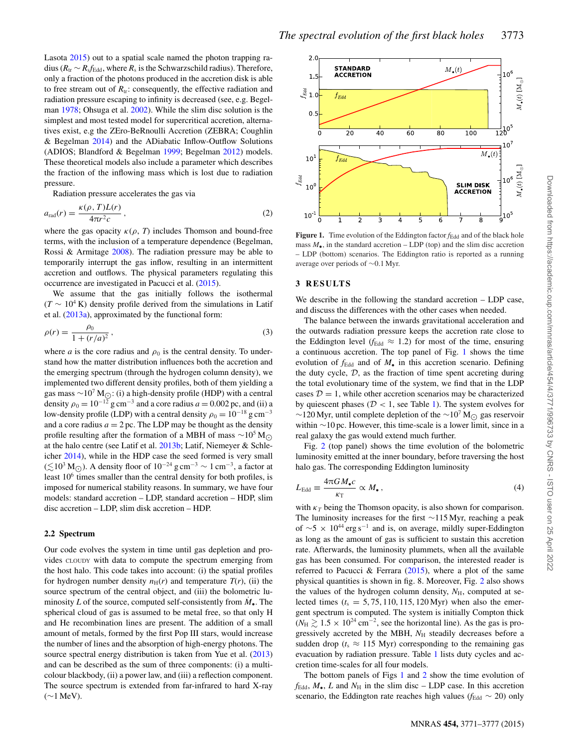Lasota 2015) out to a spatial scale named the photon trapping radius ($R_{tr} \sim R_s f_{Edd}$, where $R_s$ is the Schwarzschild radius). Therefore, only a fraction of the photons produced in the accretion disk is able to free stream out of $R_{tr}$: consequently, the effective radiation and radiation pressure escaping to infinity is decreased (see, e.g. Begelman 1978; Ohsuga et al. 2002). While the slim disc solution is the simplest and most tested model for supercritical accretion, alternatives exist, e.g the ZEro-BeRnoulli Accretion (ZEBRA; Coughlin & Begelman 2014) and the ADiabatic Inflow-Outflow Solutions (ADIOS; Blandford & Begelman 1999; Begelman 2012) models. These theoretical models also include a parameter which describes the fraction of the inflowing mass which is lost due to radiation pressure.

Radiation pressure accelerates the gas via

$$a_{rad}(r) = \frac{\kappa(\rho, T) L(r)}{4\pi r^2 c}\,, \tag{2}$$

where the gas opacity $\kappa(\rho, T)$ includes Thomson and bound-free terms, with the inclusion of a temperature dependence (Begelman, Rossi & Armitage 2008). The radiation pressure may be able to temporarily interrupt the gas inflow, resulting in an intermittent accretion and outflows. The physical parameters regulating this occurrence are investigated in Pacucci et al. (2015).

We assume that the gas initially follows the isothermal ($T \sim 10^4$ K) density profile derived from the simulations in Latif et al. (2013a), approximated by the functional form:

$$\rho(r) = \frac{\rho_0}{1 + (r/a)^2}\,, \tag{3}$$

where $a$ is the core radius and $\rho_0$ is the central density. To understand how the matter distribution influences both the accretion and the emerging spectrum (through the hydrogen column density), we implemented two different density profiles, both of them yielding a gas mass $\sim 10^7\,M_\odot$: (i) a high-density profile (HDP) with a central density $\rho_0 = 10^{-12}\,g\,cm^{-3}$ and a core radius $a = 0.002$ pc, and (ii) a low-density profile (LDP) with a central density $\rho_0 = 10^{-18}\,g\,cm^{-3}$ and a core radius $a = 2$ pc. The LDP may be thought as the density profile resulting after the formation of a MBH of mass $\sim 10^5\,M_\odot$ at the halo centre (see Latif et al. 2013b; Latif, Niemeyer & Schleicher 2014), while in the HDP case the seed formed is very small ($\lesssim 10^3\,M_\odot$). A density floor of $10^{-24}\,g\,cm^{-3} \sim 1\,cm^{-3}$, a factor at least $10^6$ times smaller than the central density for both profiles, is imposed for numerical stability reasons. In summary, we have four models: standard accretion – LDP, standard accretion – HDP, slim disc accretion – LDP, slim disk accretion – HDP.

### 2.2 Spectrum

Our code evolves the system in time until gas depletion and provides CLOUDY with data to compute the spectrum emerging from the host halo. This code takes into account: (i) the spatial profiles for hydrogen number density $n_H(r)$ and temperature $T(r)$, (ii) the source spectrum of the central object, and (iii) the bolometric luminosity $L$ of the source, computed self-consistently from $\dot{M}_\bullet$. The spherical cloud of gas is assumed to be metal free, so that only H and He recombination lines are present. The addition of a small amount of metals, formed by the first Pop III stars, would increase the number of lines and the absorption of high-energy photons. The source spectral energy distribution is taken from Yue et al. (2013) and can be described as the sum of three components: (i) a multicolour blackbody, (ii) a power law, and (iii) a reflection component. The source spectrum is extended from far-infrared to hard X-ray ($\sim$1 MeV).

**Figure 1.** Time evolution of the Eddington factor $f_{Edd}$ and of the black hole mass $M_\bullet$, in the standard accretion – LDP (top) and the slim disc accretion – LDP (bottom) scenarios. The Eddington ratio is reported as a running average over periods of $\sim$0.1 Myr.

## 3 RESULTS

We describe in the following the standard accretion – LDP case, and discuss the differences with the other cases when needed.

The balance between the inwards gravitational acceleration and the outwards radiation pressure keeps the accretion rate close to the Eddington level ($f_{Edd} \approx 1.2$) for most of the time, ensuring a continuous accretion. The top panel of Fig. 1 shows the time evolution of $f_{Edd}$ and of $M_\bullet$ in this accretion scenario. Defining the duty cycle, $\mathcal{D}$, as the fraction of time spent accreting during the total evolutionary time of the system, we find that in the LDP cases $\mathcal{D} = 1$, while other accretion scenarios may be characterized by quiescent phases ($\mathcal{D} < 1$, see Table 1). The system evolves for $\sim$120 Myr, until complete depletion of the $\sim 10^7\,M_\odot$ gas reservoir within $\sim$10 pc. However, this time-scale is a lower limit, since in a real galaxy the gas would extend much further.

Fig. 2 (top panel) shows the time evolution of the bolometric luminosity emitted at the inner boundary, before traversing the host halo gas. The corresponding Eddington luminosity

$$L_{Edd} \equiv \frac{4\pi G M_\bullet c}{\kappa_T} \propto M_\bullet\,, \tag{4}$$

with $\kappa_T$ being the Thomson opacity, is also shown for comparison. The luminosity increases for the first $\sim$115 Myr, reaching a peak of $\sim 5 \times 10^{44}\,erg\,s^{-1}$ and is, on average, mildly super-Eddington as long as the amount of gas is sufficient to sustain this accretion rate. Afterwards, the luminosity plummets, when all the available gas has been consumed. For comparison, the interested reader is referred to Pacucci & Ferrara (2015), where a plot of the same physical quantities is shown in fig. 8. Moreover, Fig. 2 also shows the values of the hydrogen column density, $N_H$, computed at selected times ($t_s = 5, 75, 110, 115, 120$ Myr) when also the emergent spectrum is computed. The system is initially Compton thick ($N_H \gtrsim 1.5 \times 10^{24}\,cm^{-2}$, see the horizontal line). As the gas is progressively accreted by the MBH, $N_H$ steadily decreases before a sudden drop ($t_s \approx 115$ Myr) corresponding to the remaining gas evacuation by radiation pressure. Table 1 lists duty cycles and accretion time-scales for all four models.

The bottom panels of Figs 1 and 2 show the time evolution of $f_{Edd}$, $M_\bullet$, $L$ and $N_H$ in the slim disc – LDP case. In this accretion scenario, the Eddington rate reaches high values ($f_{Edd} \sim 20$) only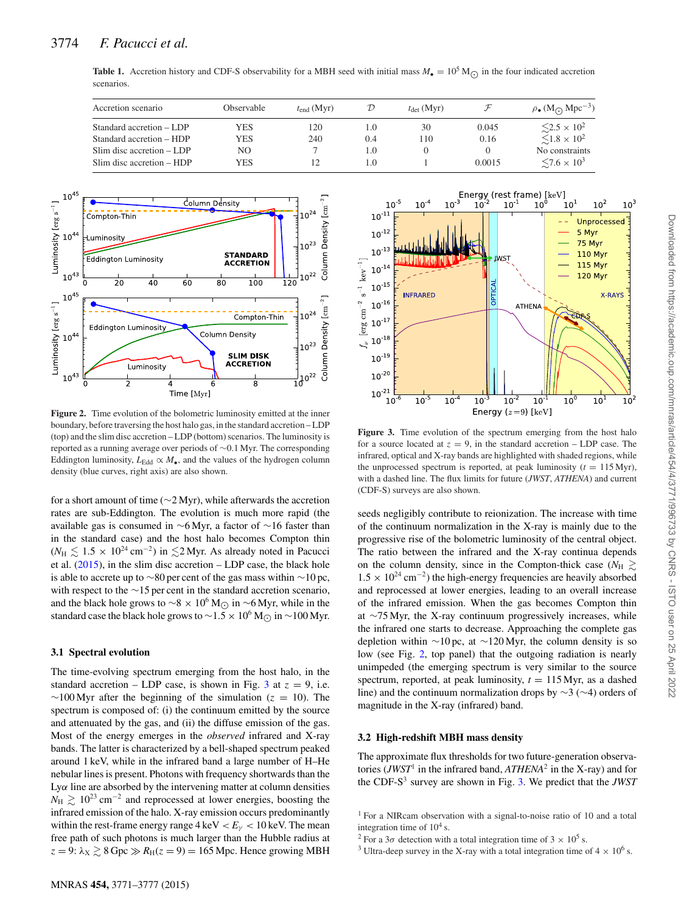**Table 1.** Accretion history and CDF-S observability for a MBH seed with initial mass $M_\bullet = 10^5\,\mathrm{M}_\odot$ in the four indicated accretion scenarios.

| Accretion scenario | Observable | $t_{\rm end}$ (Myr) | $\mathcal{D}$ | $t_{\rm det}$ (Myr) | $\mathcal{F}$ | $\rho_\bullet$ ($\mathrm{M}_\odot\,\mathrm{Mpc}^{-3}$) |
|---|---|---|---|---|---|---|
| Standard accretion – LDP | YES | 120 | 1.0 | 30 | 0.045 | $\lesssim 2.5 \times 10^2$ |
| Standard accretion – HDP | YES | 240 | 0.4 | 110 | 0.16 | $\lesssim 1.8 \times 10^2$ |
| Slim disc accretion – LDP | NO | 7 | 1.0 | 0 | 0 | No constraints |
| Slim disc accretion – HDP | YES | 12 | 1.0 | 1 | 0.0015 | $\lesssim 7.6 \times 10^3$ |

**Figure 2.** Time evolution of the bolometric luminosity emitted at the inner boundary, before traversing the host halo gas, in the standard accretion – LDP (top) and the slim disc accretion – LDP (bottom) scenarios. The luminosity is reported as a running average over periods of ~0.1 Myr. The corresponding Eddington luminosity, $L_{\rm Edd} \propto M_\bullet$, and the values of the hydrogen column density (blue curves, right axis) are also shown.

for a short amount of time (~2 Myr), while afterwards the accretion rates are sub-Eddington. The evolution is much more rapid (the available gas is consumed in ~6 Myr, a factor of ~16 faster than in the standard case) and the host halo becomes Compton thin ($N_{\rm H} \lesssim 1.5 \times 10^{24}\,\mathrm{cm}^{-2}$) in $\lesssim$2 Myr. As already noted in Pacucci et al. (2015), in the slim disc accretion – LDP case, the black hole is able to accrete up to ~80 per cent of the gas mass within ~10 pc, with respect to the ~15 per cent in the standard accretion scenario, and the black hole grows to $\sim 8 \times 10^6\,\mathrm{M}_\odot$ in ~6 Myr, while in the standard case the black hole grows to $\sim 1.5 \times 10^6\,\mathrm{M}_\odot$ in ~100 Myr.

### 3.1 Spectral evolution

The time-evolving spectrum emerging from the host halo, in the standard accretion – LDP case, is shown in Fig. 3 at $z = 9$, i.e. ~100 Myr after the beginning of the simulation ($z = 10$). The spectrum is composed of: (i) the continuum emitted by the source and attenuated by the gas, and (ii) the diffuse emission of the gas. Most of the energy emerges in the *observed* infrared and X-ray bands. The latter is characterized by a bell-shaped spectrum peaked around 1 keV, while in the infrared band a large number of H–He nebular lines is present. Photons with frequency shortwards than the Ly$\alpha$ line are absorbed by the intervening matter at column densities $N_{\rm H} \gtrsim 10^{23}\,\mathrm{cm}^{-2}$ and reprocessed at lower energies, boosting the infrared emission of the halo. X-ray emission occurs predominantly within the rest-frame energy range $4\,\mathrm{keV} < E_\gamma < 10\,\mathrm{keV}$. The mean free path of such photons is much larger than the Hubble radius at $z = 9$: $\lambda_{\rm X} \gtrsim 8\,\mathrm{Gpc} \gg R_{\rm H}(z = 9) = 165\,\mathrm{Mpc}$. Hence growing MBH seeds negligibly contribute to reionization. The increase with time of the continuum normalization in the X-ray is mainly due to the progressive rise of the bolometric luminosity of the central object. The ratio between the infrared and the X-ray continua depends on the column density, since in the Compton-thick case ($N_{\rm H} \gtrsim 1.5 \times 10^{24}\,\mathrm{cm}^{-2}$) the high-energy frequencies are heavily absorbed and reprocessed at lower energies, leading to an overall increase of the infrared emission. When the gas becomes Compton thin at ~75 Myr, the X-ray continuum progressively increases, while the infrared one starts to decrease. Approaching the complete gas depletion within ~10 pc, at ~120 Myr, the column density is so low (see Fig. 2, top panel) that the outgoing radiation is nearly unimpeded (the emerging spectrum is very similar to the source spectrum, reported, at peak luminosity, $t = 115$ Myr, as a dashed line) and the continuum normalization drops by ~3 (~4) orders of magnitude in the X-ray (infrared) band.

**Figure 3.** Time evolution of the spectrum emerging from the host halo for a source located at $z = 9$, in the standard accretion – LDP case. The infrared, optical and X-ray bands are highlighted with shaded regions, while the unprocessed spectrum is reported, at peak luminosity ($t = 115$ Myr), with a dashed line. The flux limits for future (*JWST*, *ATHENA*) and current (CDF-S) surveys are also shown.

### 3.2 High-redshift MBH mass density

The approximate flux thresholds for two future-generation observatories (*JWST*[1] in the infrared band, *ATHENA*[2] in the X-ray) and for the CDF-S[3] survey are shown in Fig. 3. We predict that the *JWST*

[1] For a NIRcam observation with a signal-to-noise ratio of 10 and a total integration time of $10^4$ s.

[2] For a 3$\sigma$ detection with a total integration time of $3 \times 10^5$ s.

[3] Ultra-deep survey in the X-ray with a total integration time of $4 \times 10^6$ s.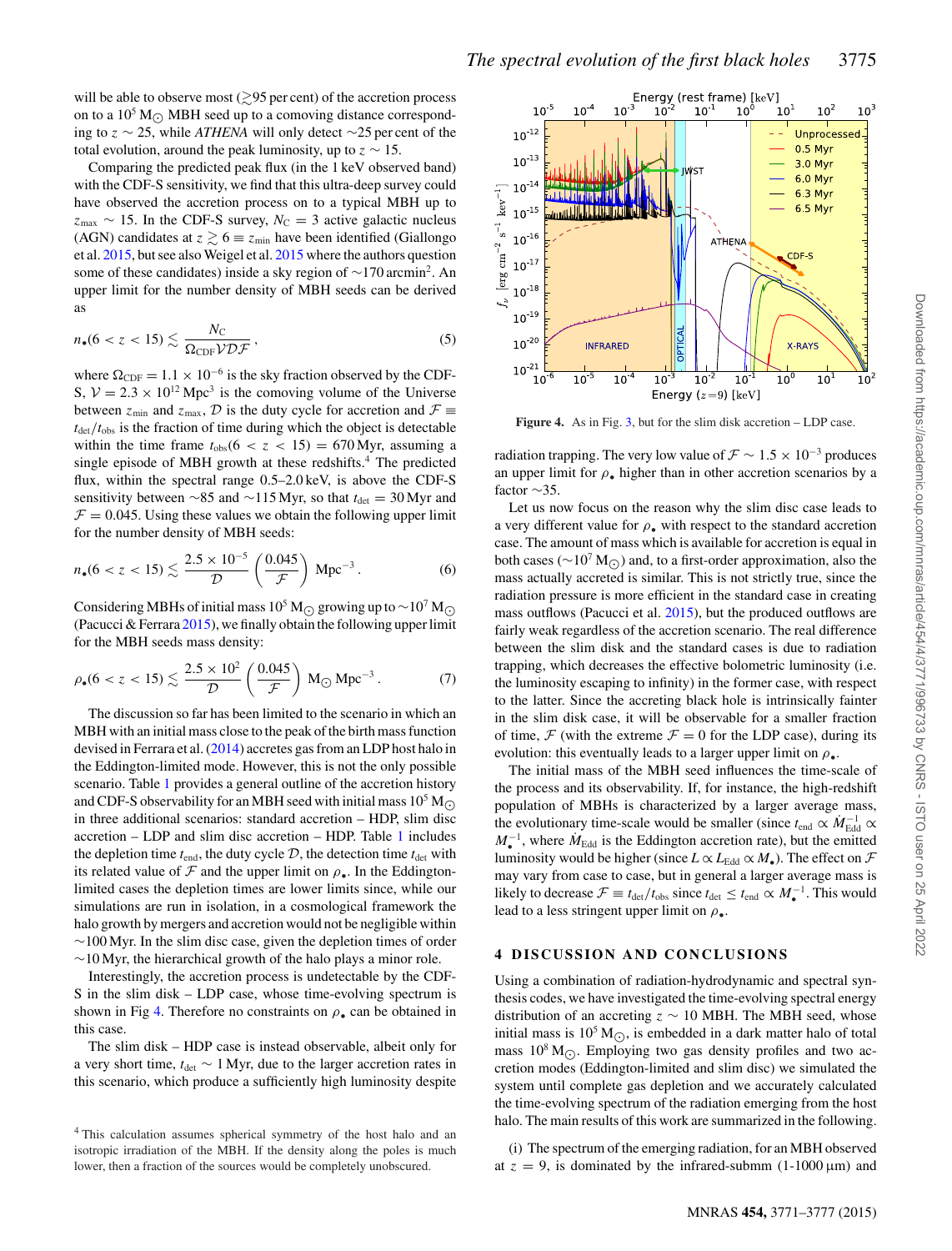will be able to observe most (≳95 per cent) of the accretion process on to a $10^5\,\mathrm{M}_\odot$ MBH seed up to a comoving distance corresponding to $z \sim 25$, while *ATHENA* will only detect ~25 per cent of the total evolution, around the peak luminosity, up to $z \sim 15$.

Comparing the predicted peak flux (in the 1 keV observed band) with the CDF-S sensitivity, we find that this ultra-deep survey could have observed the accretion process on to a typical MBH up to $z_{\max} \sim 15$. In the CDF-S survey, $N_{\rm C} = 3$ active galactic nucleus (AGN) candidates at $z \gtrsim 6 \equiv z_{\min}$ have been identified (Giallongo et al. 2015, but see also Weigel et al. 2015 where the authors question some of these candidates) inside a sky region of ~170 arcmin². An upper limit for the number density of MBH seeds can be derived as

$$n_\bullet(6 < z < 15) \lesssim \frac{N_{\rm C}}{\Omega_{\rm CDF}\mathcal{V}\mathcal{D}\mathcal{F}}, \qquad (5)$$

where $\Omega_{\rm CDF} = 1.1 \times 10^{-6}$ is the sky fraction observed by the CDF-S, $\mathcal{V} = 2.3 \times 10^{12}\,\mathrm{Mpc}^3$ is the comoving volume of the Universe between $z_{\min}$ and $z_{\max}$, $\mathcal{D}$ is the duty cycle for accretion and $\mathcal{F} \equiv t_{\rm det}/t_{\rm obs}$ is the fraction of time during which the object is detectable within the time frame $t_{\rm obs}(6 < z < 15) = 670$ Myr, assuming a single episode of MBH growth at these redshifts.[4] The predicted flux, within the spectral range 0.5–2.0 keV, is above the CDF-S sensitivity between ~85 and ~115 Myr, so that $t_{\rm det} = 30$ Myr and $\mathcal{F} = 0.045$. Using these values we obtain the following upper limit for the number density of MBH seeds:

$$n_\bullet(6 < z < 15) \lesssim \frac{2.5 \times 10^{-5}}{\mathcal{D}}\left(\frac{0.045}{\mathcal{F}}\right)\,\mathrm{Mpc}^{-3}. \qquad (6)$$

Considering MBHs of initial mass $10^5\,\mathrm{M}_\odot$ growing up to ~$10^7\,\mathrm{M}_\odot$ (Pacucci & Ferrara 2015), we finally obtain the following upper limit for the MBH seeds mass density:

$$\rho_\bullet(6 < z < 15) \lesssim \frac{2.5 \times 10^{2}}{\mathcal{D}}\left(\frac{0.045}{\mathcal{F}}\right)\,\mathrm{M}_\odot\,\mathrm{Mpc}^{-3}. \qquad (7)$$

The discussion so far has been limited to the scenario in which an MBH with an initial mass close to the peak of the birth mass function devised in Ferrara et al. (2014) accretes gas from an LDP host halo in the Eddington-limited mode. However, this is not the only possible scenario. Table 1 provides a general outline of the accretion history and CDF-S observability for an MBH seed with initial mass $10^5\,\mathrm{M}_\odot$ in three additional scenarios: standard accretion – HDP, slim disc accretion – LDP and slim disc accretion – HDP. Table 1 includes the depletion time $t_{\rm end}$, the duty cycle $\mathcal{D}$, the detection time $t_{\rm det}$ with its related value of $\mathcal{F}$ and the upper limit on $\rho_\bullet$. In the Eddington-limited cases the depletion times are lower limits since, while our simulations are run in isolation, in a cosmological framework the halo growth by mergers and accretion would not be negligible within ~100 Myr. In the slim disc case, given the depletion times of order ~10 Myr, the hierarchical growth of the halo plays a minor role.

Interestingly, the accretion process is undetectable by the CDF-S in the slim disk – LDP case, whose time-evolving spectrum is shown in Fig 4. Therefore no constraints on $\rho_\bullet$ can be obtained in this case.

The slim disk – HDP case is instead observable, albeit only for a very short time, $t_{\rm det} \sim 1$ Myr, due to the larger accretion rates in this scenario, which produce a sufficiently high luminosity despite radiation trapping. The very low value of $\mathcal{F} \sim 1.5 \times 10^{-3}$ produces an upper limit for $\rho_\bullet$ higher than in other accretion scenarios by a factor ~35.

[4] This calculation assumes spherical symmetry of the host halo and an isotropic irradiation of the MBH. If the density along the poles is much lower, then a fraction of the sources would be completely unobscured.

Figure 4. As in Fig. 3, but for the slim disk accretion – LDP case.

Let us now focus on the reason why the slim disc case leads to a very different value for $\rho_\bullet$ with respect to the standard accretion case. The amount of mass which is available for accretion is equal in both cases (~$10^7\,\mathrm{M}_\odot$) and, to a first-order approximation, also the mass actually accreted is similar. This is not strictly true, since the radiation pressure is more efficient in the standard case in creating mass outflows (Pacucci et al. 2015), but the produced outflows are fairly weak regardless of the accretion scenario. The real difference between the slim disk and the standard cases is due to radiation trapping, which decreases the effective bolometric luminosity (i.e. the luminosity escaping to infinity) in the former case, with respect to the latter. Since the accreting black hole is intrinsically fainter in the slim disk case, it will be observable for a smaller fraction of time, $\mathcal{F}$ (with the extreme $\mathcal{F} = 0$ for the LDP case), during its evolution: this eventually leads to a larger upper limit on $\rho_\bullet$.

The initial mass of the MBH seed influences the time-scale of the process and its observability. If, for instance, the high-redshift population of MBHs is characterized by a larger average mass, the evolutionary time-scale would be smaller (since $t_{\rm end} \propto \dot{M}_{\rm Edd}^{-1} \propto M_\bullet^{-1}$, where $\dot{M}_{\rm Edd}$ is the Eddington accretion rate), but the emitted luminosity would be higher (since $L \propto L_{\rm Edd} \propto M_\bullet$). The effect on $\mathcal{F}$ may vary from case to case, but in general a larger average mass is likely to decrease $\mathcal{F} \equiv t_{\rm det}/t_{\rm obs}$ since $t_{\rm det} \le t_{\rm end} \propto M_\bullet^{-1}$. This would lead to a less stringent upper limit on $\rho_\bullet$.

## 4 DISCUSSION AND CONCLUSIONS

Using a combination of radiation-hydrodynamic and spectral synthesis codes, we have investigated the time-evolving spectral energy distribution of an accreting $z \sim 10$ MBH. The MBH seed, whose initial mass is $10^5\,\mathrm{M}_\odot$, is embedded in a dark matter halo of total mass $10^8\,\mathrm{M}_\odot$. Employing two gas density profiles and two accretion modes (Eddington-limited and slim disc) we simulated the system until complete gas depletion and we accurately calculated the time-evolving spectrum of the radiation emerging from the host halo. The main results of this work are summarized in the following.

(i) The spectrum of the emerging radiation, for an MBH observed at $z = 9$, is dominated by the infrared-submm (1-1000 μm) and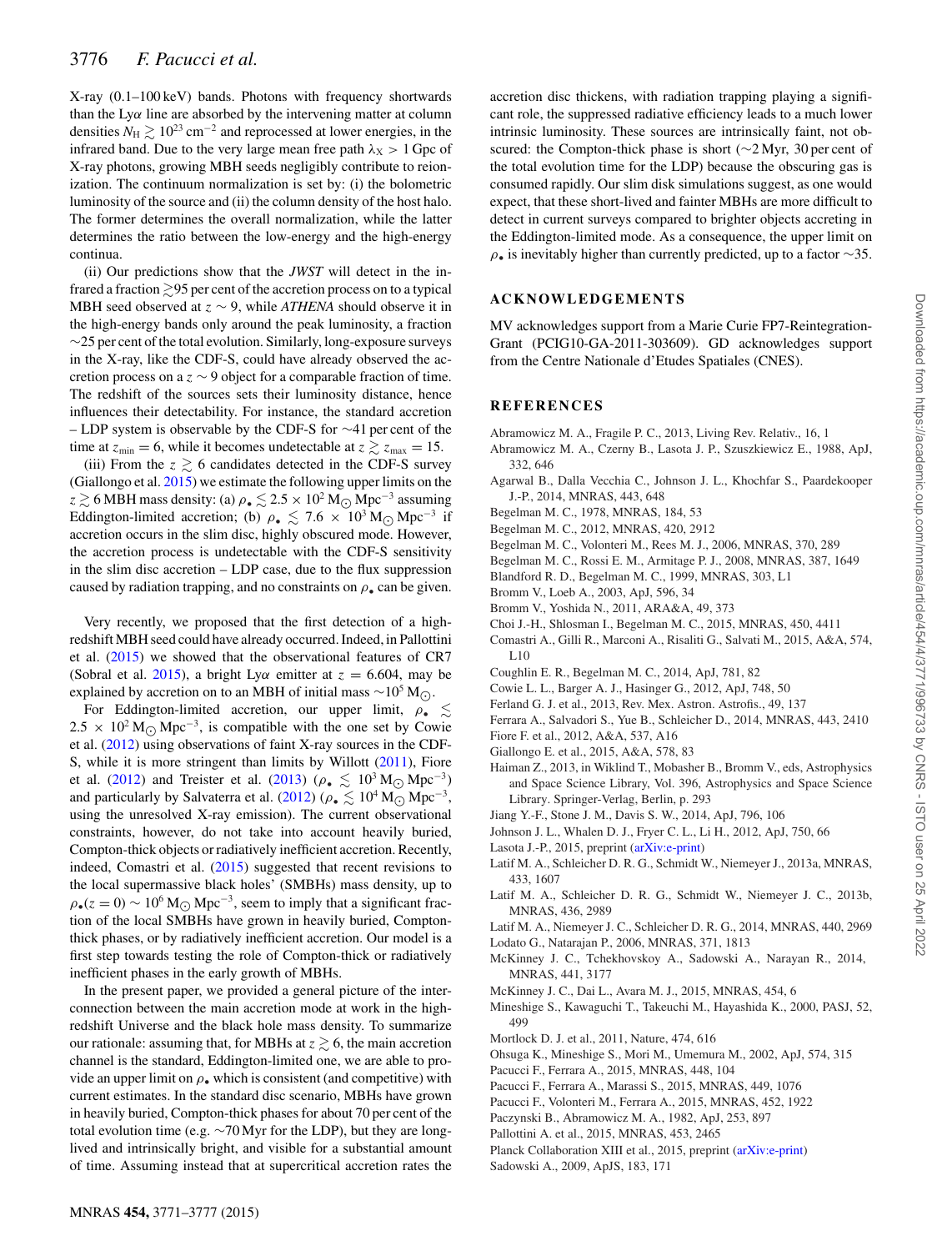X-ray (0.1–100 keV) bands. Photons with frequency shortwards than the Ly$\alpha$ line are absorbed by the intervening matter at column densities $N_{\rm H} \gtrsim 10^{23}$ cm$^{-2}$ and reprocessed at lower energies, in the infrared band. Due to the very large mean free path $\lambda_{\rm X} > 1$ Gpc of X-ray photons, growing MBH seeds negligibly contribute to reionization. The continuum normalization is set by: (i) the bolometric luminosity of the source and (ii) the column density of the host halo. The former determines the overall normalization, while the latter determines the ratio between the low-energy and the high-energy continua.

(ii) Our predictions show that the *JWST* will detect in the infrared a fraction $\gtrsim$95 per cent of the accretion process on to a typical MBH seed observed at $z \sim 9$, while *ATHENA* should observe it in the high-energy bands only around the peak luminosity, a fraction $\sim$25 per cent of the total evolution. Similarly, long-exposure surveys in the X-ray, like the CDF-S, could have already observed the accretion process on a $z \sim 9$ object for a comparable fraction of time. The redshift of the sources sets their luminosity distance, hence influences their detectability. For instance, the standard accretion – LDP system is observable by the CDF-S for $\sim$41 per cent of the time at $z_{\rm min} = 6$, while it becomes undetectable at $z \gtrsim z_{\rm max} = 15$.

(iii) From the $z \gtrsim 6$ candidates detected in the CDF-S survey (Giallongo et al. 2015) we estimate the following upper limits on the $z \gtrsim 6$ MBH mass density: (a) $\rho_\bullet \lesssim 2.5 \times 10^2$ M$_\odot$ Mpc$^{-3}$ assuming Eddington-limited accretion; (b) $\rho_\bullet \lesssim 7.6 \times 10^3$ M$_\odot$ Mpc$^{-3}$ if accretion occurs in the slim disc, highly obscured mode. However, the accretion process is undetectable with the CDF-S sensitivity in the slim disc accretion – LDP case, due to the flux suppression caused by radiation trapping, and no constraints on $\rho_\bullet$ can be given.

Very recently, we proposed that the first detection of a high-redshift MBH seed could have already occurred. Indeed, in Pallottini et al. (2015) we showed that the observational features of CR7 (Sobral et al. 2015), a bright Ly$\alpha$ emitter at $z = 6.604$, may be explained by accretion on to an MBH of initial mass $\sim 10^5$ M$_\odot$.

For Eddington-limited accretion, our upper limit, $\rho_\bullet \lesssim 2.5 \times 10^2$ M$_\odot$ Mpc$^{-3}$, is compatible with the one set by Cowie et al. (2012) using observations of faint X-ray sources in the CDF-S, while it is more stringent than limits by Willott (2011), Fiore et al. (2012) and Treister et al. (2013) ($\rho_\bullet \lesssim 10^3$ M$_\odot$ Mpc$^{-3}$) and particularly by Salvaterra et al. (2012) ($\rho_\bullet \lesssim 10^4$ M$_\odot$ Mpc$^{-3}$, using the unresolved X-ray emission). The current observational constraints, however, do not take into account heavily buried, Compton-thick objects or radiatively inefficient accretion. Recently, indeed, Comastri et al. (2015) suggested that recent revisions to the local supermassive black holes' (SMBHs) mass density, up to $\rho_\bullet(z=0) \sim 10^6$ M$_\odot$ Mpc$^{-3}$, seem to imply that a significant fraction of the local SMBHs have grown in heavily buried, Compton-thick phases, or by radiatively inefficient accretion. Our model is a first step towards testing the role of Compton-thick or radiatively inefficient phases in the early growth of MBHs.

In the present paper, we provided a general picture of the interconnection between the main accretion mode at work in the high-redshift Universe and the black hole mass density. To summarize our rationale: assuming that, for MBHs at $z \gtrsim 6$, the main accretion channel is the standard, Eddington-limited one, we are able to provide an upper limit on $\rho_\bullet$ which is consistent (and competitive) with current estimates. In the standard disc scenario, MBHs have grown in heavily buried, Compton-thick phases for about 70 per cent of the total evolution time (e.g. $\sim$70 Myr for the LDP), but they are long-lived and intrinsically bright, and visible for a substantial amount of time. Assuming instead that at supercritical accretion rates the accretion disc thickens, with radiation trapping playing a significant role, the suppressed radiative efficiency leads to a much lower intrinsic luminosity. These sources are intrinsically faint, not obscured: the Compton-thick phase is short ($\sim$2 Myr, 30 per cent of the total evolution time for the LDP) because the obscuring gas is consumed rapidly. Our slim disk simulations suggest, as one would expect, that these short-lived and fainter MBHs are more difficult to detect in current surveys compared to brighter objects accreting in the Eddington-limited mode. As a consequence, the upper limit on $\rho_\bullet$ is inevitably higher than currently predicted, up to a factor $\sim$35.

## ACKNOWLEDGEMENTS

MV acknowledges support from a Marie Curie FP7-Reintegration-Grant (PCIG10-GA-2011-303609). GD acknowledges support from the Centre Nationale d'Etudes Spatiales (CNES).

## REFERENCES

Abramowicz M. A., Fragile P. C., 2013, Living Rev. Relativ., 16, 1
Abramowicz M. A., Czerny B., Lasota J. P., Szuszkiewicz E., 1988, ApJ, 332, 646
Agarwal B., Dalla Vecchia C., Johnson J. L., Khochfar S., Paardekooper J.-P., 2014, MNRAS, 443, 648
Begelman M. C., 1978, MNRAS, 184, 53
Begelman M. C., 2012, MNRAS, 420, 2912
Begelman M. C., Volonteri M., Rees M. J., 2006, MNRAS, 370, 289
Begelman M. C., Rossi E. M., Armitage P. J., 2008, MNRAS, 387, 1649
Blandford R. D., Begelman M. C., 1999, MNRAS, 303, L1
Bromm V., Loeb A., 2003, ApJ, 596, 34
Bromm V., Yoshida N., 2011, ARA&A, 49, 373
Choi J.-H., Shlosman I., Begelman M. C., 2015, MNRAS, 450, 4411
Comastri A., Gilli R., Marconi A., Risaliti G., Salvati M., 2015, A&A, 574, L10
Coughlin E. R., Begelman M. C., 2014, ApJ, 781, 82
Cowie L. L., Barger A. J., Hasinger G., 2012, ApJ, 748, 50
Ferland G. J. et al., 2013, Rev. Mex. Astron. Astrofis., 49, 137
Ferrara A., Salvadori S., Yue B., Schleicher D., 2014, MNRAS, 443, 2410
Fiore F. et al., 2012, A&A, 537, A16
Giallongo E. et al., 2015, A&A, 578, 83
Haiman Z., 2013, in Wiklind T., Mobasher B., Bromm V., eds, Astrophysics and Space Science Library, Vol. 396, Astrophysics and Space Science Library. Springer-Verlag, Berlin, p. 293
Jiang Y.-F., Stone J. M., Davis S. W., 2014, ApJ, 796, 106
Johnson J. L., Whalen D. J., Fryer C. L., Li H., 2012, ApJ, 750, 66
Lasota J.-P., 2015, preprint (arXiv:e-print)
Latif M. A., Schleicher D. R. G., Schmidt W., Niemeyer J., 2013a, MNRAS, 433, 1607
Latif M. A., Schleicher D. R. G., Schmidt W., Niemeyer J. C., 2013b, MNRAS, 436, 2989
Latif M. A., Niemeyer J. C., Schleicher D. R. G., 2014, MNRAS, 440, 2969
Lodato G., Natarajan P., 2006, MNRAS, 371, 1813
McKinney J. C., Tchekhovskoy A., Sadowski A., Narayan R., 2014, MNRAS, 441, 3177
McKinney J. C., Dai L., Avara M. J., 2015, MNRAS, 454, 6
Mineshige S., Kawaguchi T., Takeuchi M., Hayashida K., 2000, PASJ, 52, 499
Mortlock D. J. et al., 2011, Nature, 474, 616
Ohsuga K., Mineshige S., Mori M., Umemura M., 2002, ApJ, 574, 315
Pacucci F., Ferrara A., 2015, MNRAS, 448, 104
Pacucci F., Ferrara A., Marassi S., 2015, MNRAS, 449, 1076
Pacucci F., Volonteri M., Ferrara A., 2015, MNRAS, 452, 1922
Paczynski B., Abramowicz M. A., 1982, ApJ, 253, 897
Pallottini A. et al., 2015, MNRAS, 453, 2465
Planck Collaboration XIII et al., 2015, preprint (arXiv:e-print)
Sadowski A., 2009, ApJS, 183, 171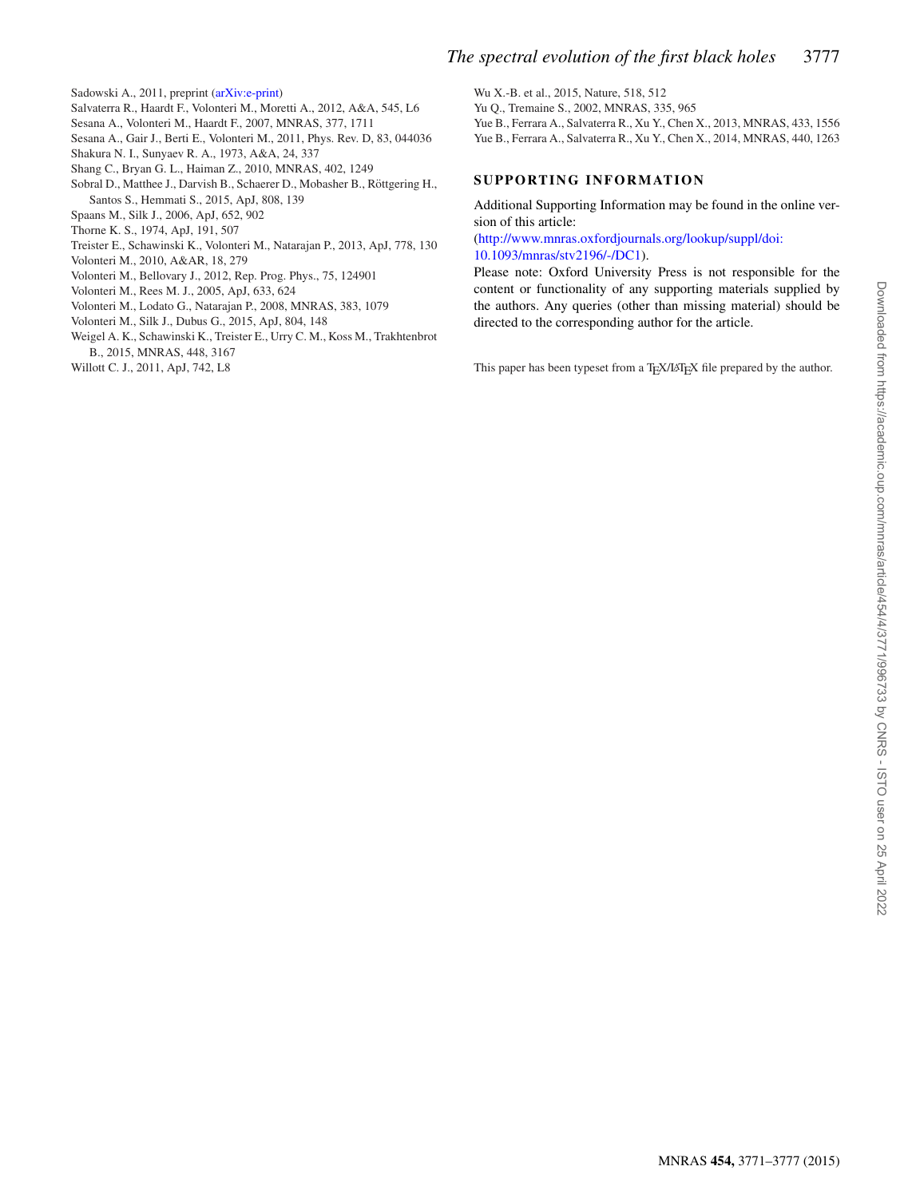Sadowski A., 2011, preprint (arXiv:e-print)

Salvaterra R., Haardt F., Volonteri M., Moretti A., 2012, A&A, 545, L6

Sesana A., Volonteri M., Haardt F., 2007, MNRAS, 377, 1711

Sesana A., Gair J., Berti E., Volonteri M., 2011, Phys. Rev. D, 83, 044036

Shakura N. I., Sunyaev R. A., 1973, A&A, 24, 337

Shang C., Bryan G. L., Haiman Z., 2010, MNRAS, 402, 1249

Sobral D., Matthee J., Darvish B., Schaerer D., Mobasher B., Röttgering H., Santos S., Hemmati S., 2015, ApJ, 808, 139

Spaans M., Silk J., 2006, ApJ, 652, 902

Thorne K. S., 1974, ApJ, 191, 507

Treister E., Schawinski K., Volonteri M., Natarajan P., 2013, ApJ, 778, 130

Volonteri M., 2010, A&AR, 18, 279

Volonteri M., Bellovary J., 2012, Rep. Prog. Phys., 75, 124901

Volonteri M., Rees M. J., 2005, ApJ, 633, 624

Volonteri M., Lodato G., Natarajan P., 2008, MNRAS, 383, 1079

Volonteri M., Silk J., Dubus G., 2015, ApJ, 804, 148

Weigel A. K., Schawinski K., Treister E., Urry C. M., Koss M., Trakhtenbrot B., 2015, MNRAS, 448, 3167

Willott C. J., 2011, ApJ, 742, L8

Wu X.-B. et al., 2015, Nature, 518, 512

Yu Q., Tremaine S., 2002, MNRAS, 335, 965

Yue B., Ferrara A., Salvaterra R., Xu Y., Chen X., 2013, MNRAS, 433, 1556

Yue B., Ferrara A., Salvaterra R., Xu Y., Chen X., 2014, MNRAS, 440, 1263

## SUPPORTING INFORMATION

Additional Supporting Information may be found in the online version of this article:

(http://www.mnras.oxfordjournals.org/lookup/suppl/doi:10.1093/mnras/stv2196/-/DC1).

Please note: Oxford University Press is not responsible for the content or functionality of any supporting materials supplied by the authors. Any queries (other than missing material) should be directed to the corresponding author for the article.

This paper has been typeset from a TEX/LATEX file prepared by the author.